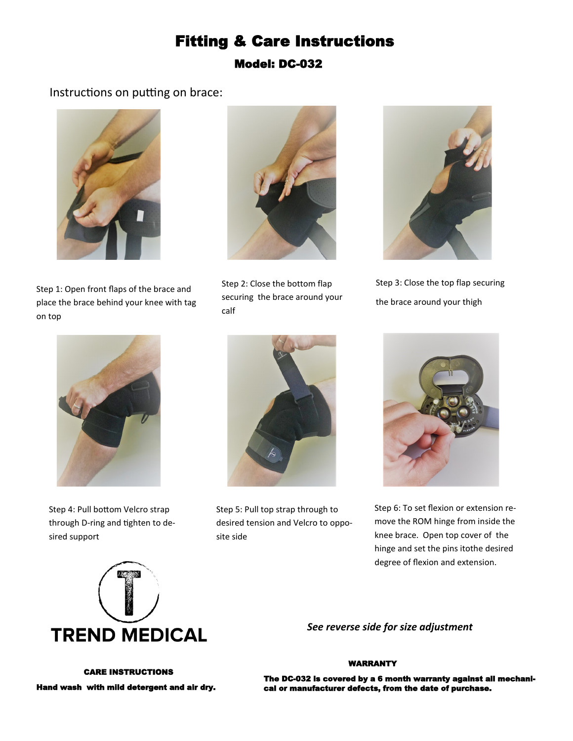# Fitting & Care Instructions

## Model: DC-032

Instructions on putting on brace:

Step 1: Open front flaps of the brace and place the brace behind your knee with tag on top

Step 2: Close the bottom flap securing the brace around your calf

Step 3: Close the top flap securing the brace around your thigh

Step 4: Pull bottom Velcro strap through D-ring and tighten to desired support

Step 5: Pull top strap through to desired tension and Velcro to opposite side

Step 6: To set flexion or extension remove the ROM hinge from inside the knee brace. Open top cover of the hinge and set the pins itothe desired degree of flexion and extension.

TREND MEDICAL

*See reverse side for size adjustment*

**CARE INSTRUCTIONS**

**Hand wash with mild detergent and air dry.**

**WARRANTY**

**The DC-032 is covered by a 6 month warranty against all mechanical or manufacturer defects, from the date of purchase.**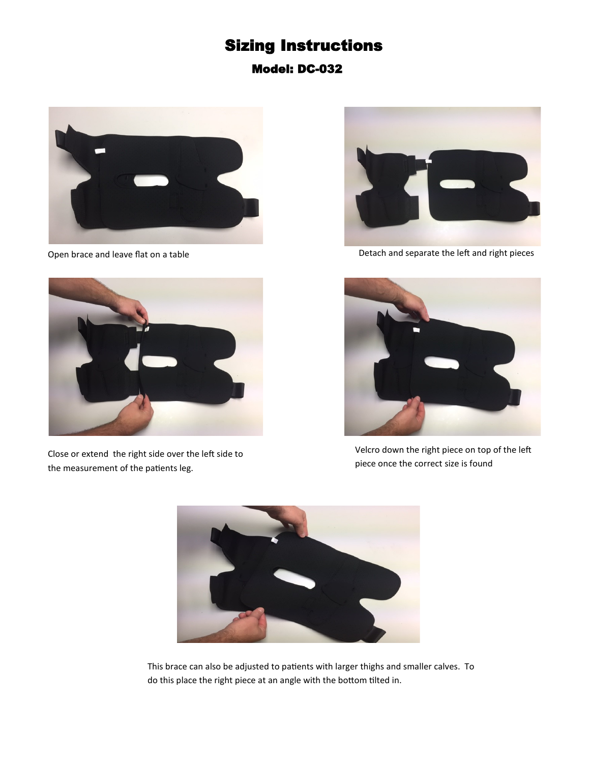# Sizing Instructions

## Model: DC-032

Open brace and leave flat on a table

Detach and separate the left and right pieces

Close or extend the right side over the left side to the measurement of the patients leg.

Velcro down the right piece on top of the left piece once the correct size is found

This brace can also be adjusted to patients with larger thighs and smaller calves. To do this place the right piece at an angle with the bottom tilted in.